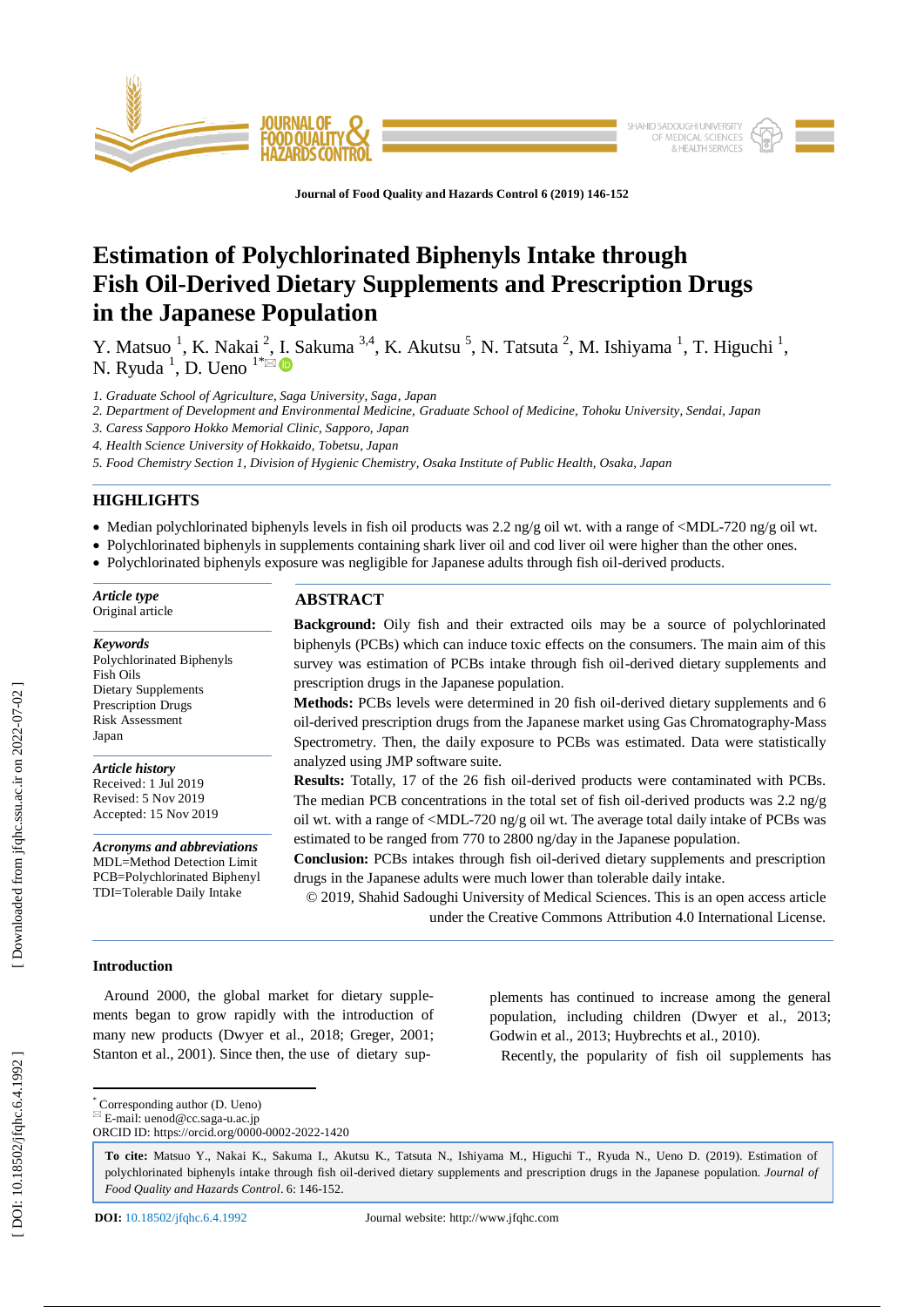Journal of Food Quality and Hazards Control 6 (2019) 146-152

# Estimation of Polychlorinated Biphenyls Intake through Fish Oil-Derived Dietary Supplements and Prescription Drugs in the Japanese Population

Y. Matsuo [1], K. Nakai [2], I. Sakuma [3,4], K. Akutsu [5], N. Tatsuta [2], M. Ishiyama [1], T. Higuchi [1], N. Ryuda [1], D. Ueno [1*]

*1. Graduate School of Agriculture, Saga University, Saga, Japan*
*2. Department of Development and Environmental Medicine, Graduate School of Medicine, Tohoku University, Sendai, Japan*
*3. Caress Sapporo Hokko Memorial Clinic, Sapporo, Japan*
*4. Health Science University of Hokkaido, Tobetsu, Japan*
*5. Food Chemistry Section 1, Division of Hygienic Chemistry, Osaka Institute of Public Health, Osaka, Japan*

## HIGHLIGHTS

- Median polychlorinated biphenyls levels in fish oil products was 2.2 ng/g oil wt. with a range of <MDL-720 ng/g oil wt.
- Polychlorinated biphenyls in supplements containing shark liver oil and cod liver oil were higher than the other ones.
- Polychlorinated biphenyls exposure was negligible for Japanese adults through fish oil-derived products.

***Article type***
Original article

***Keywords***
Polychlorinated Biphenyls
Fish Oils
Dietary Supplements
Prescription Drugs
Risk Assessment
Japan

***Article history***
Received: 1 Jul 2019
Revised: 5 Nov 2019
Accepted: 15 Nov 2019

***Acronyms and abbreviations***
MDL=Method Detection Limit
PCB=Polychlorinated Biphenyl
TDI=Tolerable Daily Intake

## ABSTRACT

**Background:** Oily fish and their extracted oils may be a source of polychlorinated biphenyls (PCBs) which can induce toxic effects on the consumers. The main aim of this survey was estimation of PCBs intake through fish oil-derived dietary supplements and prescription drugs in the Japanese population.

**Methods:** PCBs levels were determined in 20 fish oil-derived dietary supplements and 6 oil-derived prescription drugs from the Japanese market using Gas Chromatography-Mass Spectrometry. Then, the daily exposure to PCBs was estimated. Data were statistically analyzed using JMP software suite.

**Results:** Totally, 17 of the 26 fish oil-derived products were contaminated with PCBs. The median PCB concentrations in the total set of fish oil-derived products was 2.2 ng/g oil wt. with a range of <MDL-720 ng/g oil wt. The average total daily intake of PCBs was estimated to be ranged from 770 to 2800 ng/day in the Japanese population.

**Conclusion:** PCBs intakes through fish oil-derived dietary supplements and prescription drugs in the Japanese adults were much lower than tolerable daily intake.

© 2019, Shahid Sadoughi University of Medical Sciences. This is an open access article under the Creative Commons Attribution 4.0 International License.

### Introduction

Around 2000, the global market for dietary supplements began to grow rapidly with the introduction of many new products (Dwyer et al., 2018; Greger, 2001; Stanton et al., 2001). Since then, the use of dietary supplements has continued to increase among the general population, including children (Dwyer et al., 2013; Godwin et al., 2013; Huybrechts et al., 2010).

Recently, the popularity of fish oil supplements has

---

[*] Corresponding author (D. Ueno)
E-mail: uenod@cc.saga-u.ac.jp
ORCID ID: https://orcid.org/0000-0002-2022-1420

**To cite:** Matsuo Y., Nakai K., Sakuma I., Akutsu K., Tatsuta N., Ishiyama M., Higuchi T., Ryuda N., Ueno D. (2019). Estimation of polychlorinated biphenyls intake through fish oil-derived dietary supplements and prescription drugs in the Japanese population. *Journal of Food Quality and Hazards Control*. 6: 146-152.

**DOI:** 10.18502/jfqhc.6.4.1992 Journal website: http://www.jfqhc.com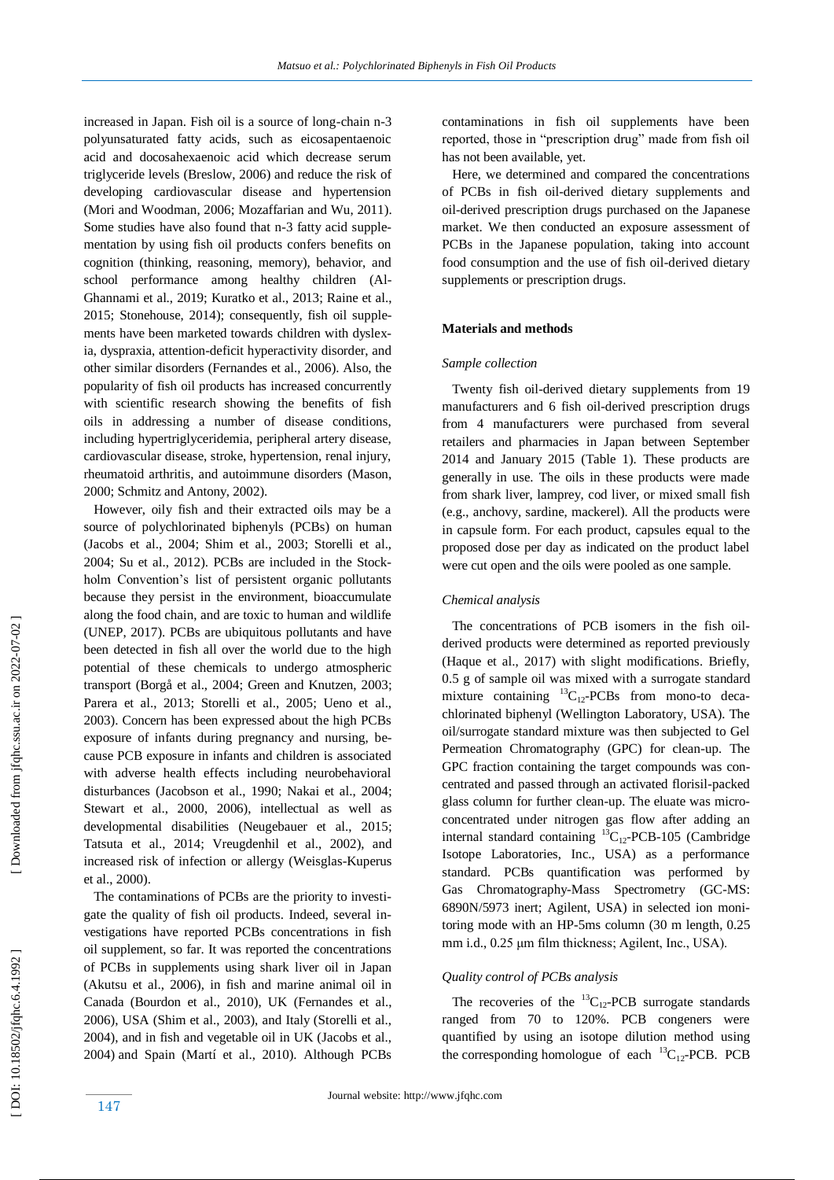increased in Japan. Fish oil is a source of long-chain n-3 polyunsaturated fatty acids, such as eicosapentaenoic acid and docosahexaenoic acid which decrease serum triglyceride levels (Breslow, 2006) and reduce the risk of developing cardiovascular disease and hypertension (Mori and Woodman, 2006; Mozaffarian and Wu, 2011). Some studies have also found that n-3 fatty acid supplementation by using fish oil products confers benefits on cognition (thinking, reasoning, memory), behavior, and school performance among healthy children (Al-Ghannami et al., 2019; Kuratko et al., 2013; Raine et al., 2015; Stonehouse, 2014); consequently, fish oil supplements have been marketed towards children with dyslexia, dyspraxia, attention-deficit hyperactivity disorder, and other similar disorders (Fernandes et al., 2006). Also, the popularity of fish oil products has increased concurrently with scientific research showing the benefits of fish oils in addressing a number of disease conditions, including hypertriglyceridemia, peripheral artery disease, cardiovascular disease, stroke, hypertension, renal injury, rheumatoid arthritis, and autoimmune disorders (Mason, 2000; Schmitz and Antony, 2002).

However, oily fish and their extracted oils may be a source of polychlorinated biphenyls (PCBs) on human (Jacobs et al., 2004; Shim et al., 2003; Storelli et al., 2004; Su et al., 2012). PCBs are included in the Stockholm Convention's list of persistent organic pollutants because they persist in the environment, bioaccumulate along the food chain, and are toxic to human and wildlife (UNEP, 2017). PCBs are ubiquitous pollutants and have been detected in fish all over the world due to the high potential of these chemicals to undergo atmospheric transport (Borgå et al., 2004; Green and Knutzen, 2003; Parera et al., 2013; Storelli et al., 2005; Ueno et al., 2003). Concern has been expressed about the high PCBs exposure of infants during pregnancy and nursing, because PCB exposure in infants and children is associated with adverse health effects including neurobehavioral disturbances (Jacobson et al., 1990; Nakai et al., 2004; Stewart et al., 2000, 2006), intellectual as well as developmental disabilities (Neugebauer et al., 2015; Tatsuta et al., 2014; Vreugdenhil et al., 2002), and increased risk of infection or allergy (Weisglas-Kuperus et al., 2000).

The contaminations of PCBs are the priority to investigate the quality of fish oil products. Indeed, several investigations have reported PCBs concentrations in fish oil supplement, so far. It was reported the concentrations of PCBs in supplements using shark liver oil in Japan (Akutsu et al., 2006), in fish and marine animal oil in Canada (Bourdon et al., 2010), UK (Fernandes et al., 2006), USA (Shim et al., 2003), and Italy (Storelli et al., 2004), and in fish and vegetable oil in UK (Jacobs et al., 2004) and Spain (Martí et al., 2010). Although PCBs contaminations in fish oil supplements have been reported, those in "prescription drug" made from fish oil has not been available, yet.

Here, we determined and compared the concentrations of PCBs in fish oil-derived dietary supplements and oil-derived prescription drugs purchased on the Japanese market. We then conducted an exposure assessment of PCBs in the Japanese population, taking into account food consumption and the use of fish oil-derived dietary supplements or prescription drugs.

## Materials and methods

### *Sample collection*

Twenty fish oil-derived dietary supplements from 19 manufacturers and 6 fish oil-derived prescription drugs from 4 manufacturers were purchased from several retailers and pharmacies in Japan between September 2014 and January 2015 (Table 1). These products are generally in use. The oils in these products were made from shark liver, lamprey, cod liver, or mixed small fish (e.g., anchovy, sardine, mackerel). All the products were in capsule form. For each product, capsules equal to the proposed dose per day as indicated on the product label were cut open and the oils were pooled as one sample.

### *Chemical analysis*

The concentrations of PCB isomers in the fish oil-derived products were determined as reported previously (Haque et al., 2017) with slight modifications. Briefly, 0.5 g of sample oil was mixed with a surrogate standard mixture containing $^{13}C_{12}$-PCBs from mono-to deca-chlorinated biphenyl (Wellington Laboratory, USA). The oil/surrogate standard mixture was then subjected to Gel Permeation Chromatography (GPC) for clean-up. The GPC fraction containing the target compounds was concentrated and passed through an activated florisil-packed glass column for further clean-up. The eluate was micro-concentrated under nitrogen gas flow after adding an internal standard containing $^{13}C_{12}$-PCB-105 (Cambridge Isotope Laboratories, Inc., USA) as a performance standard. PCBs quantification was performed by Gas Chromatography-Mass Spectrometry (GC-MS: 6890N/5973 inert; Agilent, USA) in selected ion monitoring mode with an HP-5ms column (30 m length, 0.25 mm i.d., 0.25 μm film thickness; Agilent, Inc., USA).

### *Quality control of PCBs analysis*

The recoveries of the $^{13}C_{12}$-PCB surrogate standards ranged from 70 to 120%. PCB congeners were quantified by using an isotope dilution method using the corresponding homologue of each $^{13}C_{12}$-PCB. PCB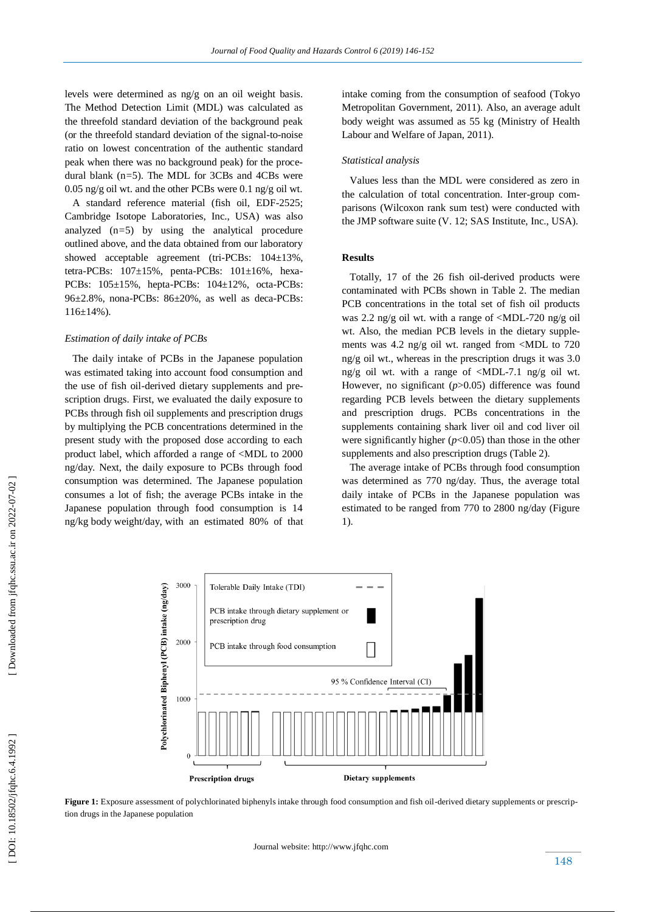levels were determined as ng/g on an oil weight basis. The Method Detection Limit (MDL) was calculated as the threefold standard deviation of the background peak (or the threefold standard deviation of the signal-to-noise ratio on lowest concentration of the authentic standard peak when there was no background peak) for the procedural blank (n=5). The MDL for 3CBs and 4CBs were 0.05 ng/g oil wt. and the other PCBs were 0.1 ng/g oil wt.

A standard reference material (fish oil, EDF-2525; Cambridge Isotope Laboratories, Inc., USA) was also analyzed (n=5) by using the analytical procedure outlined above, and the data obtained from our laboratory showed acceptable agreement (tri-PCBs: 104±13%, tetra-PCBs: 107±15%, penta-PCBs: 101±16%, hexa-PCBs: 105±15%, hepta-PCBs: 104±12%, octa-PCBs: 96±2.8%, nona-PCBs: 86±20%, as well as deca-PCBs: 116±14%).

### *Estimation of daily intake of PCBs*

The daily intake of PCBs in the Japanese population was estimated taking into account food consumption and the use of fish oil-derived dietary supplements and prescription drugs. First, we evaluated the daily exposure to PCBs through fish oil supplements and prescription drugs by multiplying the PCB concentrations determined in the present study with the proposed dose according to each product label, which afforded a range of <MDL to 2000 ng/day. Next, the daily exposure to PCBs through food consumption was determined. The Japanese population consumes a lot of fish; the average PCBs intake in the Japanese population through food consumption is 14 ng/kg body weight/day, with an estimated 80% of that intake coming from the consumption of seafood (Tokyo Metropolitan Government, 2011). Also, an average adult body weight was assumed as 55 kg (Ministry of Health Labour and Welfare of Japan, 2011).

### *Statistical analysis*

Values less than the MDL were considered as zero in the calculation of total concentration. Inter-group comparisons (Wilcoxon rank sum test) were conducted with the JMP software suite (V. 12; SAS Institute, Inc., USA).

## Results

Totally, 17 of the 26 fish oil-derived products were contaminated with PCBs shown in Table 2. The median PCB concentrations in the total set of fish oil products was 2.2 ng/g oil wt. with a range of <MDL-720 ng/g oil wt. Also, the median PCB levels in the dietary supplements was 4.2 ng/g oil wt. ranged from <MDL to 720 ng/g oil wt., whereas in the prescription drugs it was 3.0 ng/g oil wt. with a range of <MDL-7.1 ng/g oil wt. However, no significant ($p>0.05$) difference was found regarding PCB levels between the dietary supplements and prescription drugs. PCBs concentrations in the supplements containing shark liver oil and cod liver oil were significantly higher ($p<0.05$) than those in the other supplements and also prescription drugs (Table 2).

The average intake of PCBs through food consumption was determined as 770 ng/day. Thus, the average total daily intake of PCBs in the Japanese population was estimated to be ranged from 770 to 2800 ng/day (Figure 1).

**Figure 1:** Exposure assessment of polychlorinated biphenyls intake through food consumption and fish oil-derived dietary supplements or prescription drugs in the Japanese population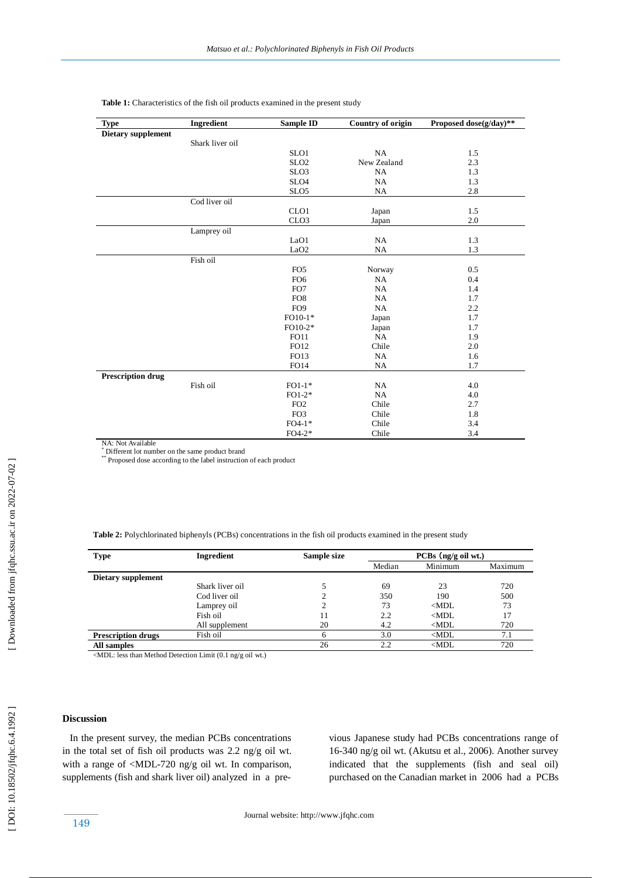**Table 1:** Characteristics of the fish oil products examined in the present study

| Type | Ingredient | Sample ID | Country of origin | Proposed dose(g/day)** |
|---|---|---|---|---|
| **Dietary supplement** | | | | |
| | Shark liver oil | | | |
| | | SLO1 | NA | 1.5 |
| | | SLO2 | New Zealand | 2.3 |
| | | SLO3 | NA | 1.3 |
| | | SLO4 | NA | 1.3 |
| | | SLO5 | NA | 2.8 |
| | Cod liver oil | | | |
| | | CLO1 | Japan | 1.5 |
| | | CLO3 | Japan | 2.0 |
| | Lamprey oil | | | |
| | | LaO1 | NA | 1.3 |
| | | LaO2 | NA | 1.3 |
| | Fish oil | | | |
| | | FO5 | Norway | 0.5 |
| | | FO6 | NA | 0.4 |
| | | FO7 | NA | 1.4 |
| | | FO8 | NA | 1.7 |
| | | FO9 | NA | 2.2 |
| | | FO10-1* | Japan | 1.7 |
| | | FO10-2* | Japan | 1.7 |
| | | FO11 | NA | 1.9 |
| | | FO12 | Chile | 2.0 |
| | | FO13 | NA | 1.6 |
| | | FO14 | NA | 1.7 |
| **Prescription drug** | | | | |
| | Fish oil | FO1-1* | NA | 4.0 |
| | | FO1-2* | NA | 4.0 |
| | | FO2 | Chile | 2.7 |
| | | FO3 | Chile | 1.8 |
| | | FO4-1* | Chile | 3.4 |
| | | FO4-2* | Chile | 3.4 |

NA: Not Available
* Different lot number on the same product brand
** Proposed dose according to the label instruction of each product

**Table 2:** Polychlorinated biphenyls (PCBs) concentrations in the fish oil products examined in the present study

| Type | Ingredient | Sample size | PCBs (ng/g oil wt.) | | |
|---|---|---|---|---|---|
| | | | Median | Minimum | Maximum |
| **Dietary supplement** | | | | | |
| | Shark liver oil | 5 | 69 | 23 | 720 |
| | Cod liver oil | 2 | 350 | 190 | 500 |
| | Lamprey oil | 2 | 73 | <MDL | 73 |
| | Fish oil | 11 | 2.2 | <MDL | 17 |
| | All supplement | 20 | 4.2 | <MDL | 720 |
| **Prescription drugs** | Fish oil | 6 | 3.0 | <MDL | 7.1 |
| **All samples** | | 26 | 2.2 | <MDL | 720 |

<MDL: less than Method Detection Limit (0.1 ng/g oil wt.)

## Discussion

In the present survey, the median PCBs concentrations in the total set of fish oil products was 2.2 ng/g oil wt. with a range of <MDL-720 ng/g oil wt. In comparison, supplements (fish and shark liver oil) analyzed in a previous Japanese study had PCBs concentrations range of 16-340 ng/g oil wt. (Akutsu et al., 2006). Another survey indicated that the supplements (fish and seal oil) purchased on the Canadian market in 2006 had a PCBs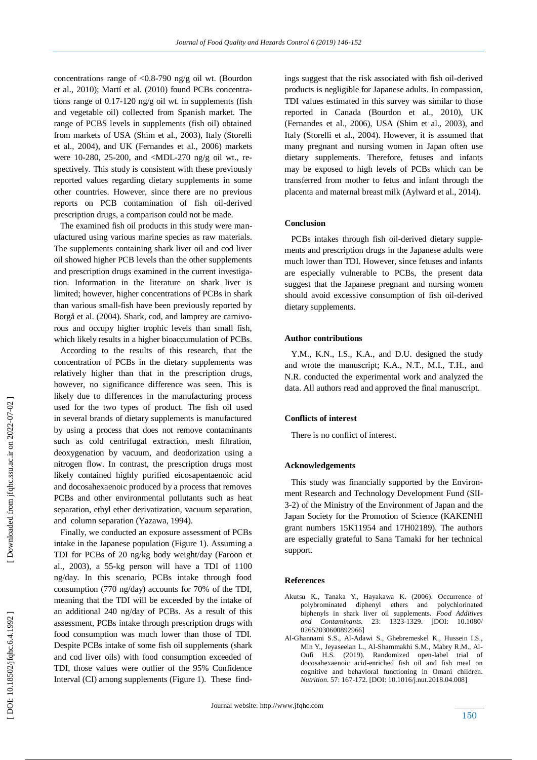concentrations range of <0.8-790 ng/g oil wt. (Bourdon et al., 2010); Martí et al. (2010) found PCBs concentrations range of 0.17-120 ng/g oil wt. in supplements (fish and vegetable oil) collected from Spanish market. The range of PCBS levels in supplements (fish oil) obtained from markets of USA (Shim et al., 2003), Italy (Storelli et al., 2004), and UK (Fernandes et al., 2006) markets were 10-280, 25-200, and <MDL-270 ng/g oil wt., respectively. This study is consistent with these previously reported values regarding dietary supplements in some other countries. However, since there are no previous reports on PCB contamination of fish oil-derived prescription drugs, a comparison could not be made.

The examined fish oil products in this study were manufactured using various marine species as raw materials. The supplements containing shark liver oil and cod liver oil showed higher PCB levels than the other supplements and prescription drugs examined in the current investigation. Information in the literature on shark liver is limited; however, higher concentrations of PCBs in shark than various small-fish have been previously reported by Borgå et al. (2004). Shark, cod, and lamprey are carnivorous and occupy higher trophic levels than small fish, which likely results in a higher bioaccumulation of PCBs.

According to the results of this research, that the concentration of PCBs in the dietary supplements was relatively higher than that in the prescription drugs, however, no significance difference was seen. This is likely due to differences in the manufacturing process used for the two types of product. The fish oil used in several brands of dietary supplements is manufactured by using a process that does not remove contaminants such as cold centrifugal extraction, mesh filtration, deoxygenation by vacuum, and deodorization using a nitrogen flow. In contrast, the prescription drugs most likely contained highly purified eicosapentaenoic acid and docosahexaenoic produced by a process that removes PCBs and other environmental pollutants such as heat separation, ethyl ether derivatization, vacuum separation, and column separation (Yazawa, 1994).

Finally, we conducted an exposure assessment of PCBs intake in the Japanese population (Figure 1). Assuming a TDI for PCBs of 20 ng/kg body weight/day (Faroon et al., 2003), a 55-kg person will have a TDI of 1100 ng/day. In this scenario, PCBs intake through food consumption (770 ng/day) accounts for 70% of the TDI, meaning that the TDI will be exceeded by the intake of an additional 240 ng/day of PCBs. As a result of this assessment, PCBs intake through prescription drugs with food consumption was much lower than those of TDI. Despite PCBs intake of some fish oil supplements (shark and cod liver oils) with food consumption exceeded of TDI, those values were outlier of the 95% Confidence Interval (CI) among supplements (Figure 1). These findings suggest that the risk associated with fish oil-derived products is negligible for Japanese adults. In compassion, TDI values estimated in this survey was similar to those reported in Canada (Bourdon et al., 2010), UK (Fernandes et al., 2006), USA (Shim et al., 2003), and Italy (Storelli et al., 2004). However, it is assumed that many pregnant and nursing women in Japan often use dietary supplements. Therefore, fetuses and infants may be exposed to high levels of PCBs which can be transferred from mother to fetus and infant through the placenta and maternal breast milk (Aylward et al., 2014).

## Conclusion

PCBs intakes through fish oil-derived dietary supplements and prescription drugs in the Japanese adults were much lower than TDI. However, since fetuses and infants are especially vulnerable to PCBs, the present data suggest that the Japanese pregnant and nursing women should avoid excessive consumption of fish oil-derived dietary supplements.

## Author contributions

Y.M., K.N., I.S., K.A., and D.U. designed the study and wrote the manuscript; K.A., N.T., M.I., T.H., and N.R. conducted the experimental work and analyzed the data. All authors read and approved the final manuscript.

## Conflicts of interest

There is no conflict of interest.

## Acknowledgements

This study was financially supported by the Environment Research and Technology Development Fund (SII-3-2) of the Ministry of the Environment of Japan and the Japan Society for the Promotion of Science (KAKENHI grant numbers 15K11954 and 17H02189). The authors are especially grateful to Sana Tamaki for her technical support.

## References

Akutsu K., Tanaka Y., Hayakawa K. (2006). Occurrence of polybrominated diphenyl ethers and polychlorinated biphenyls in shark liver oil supplements. *Food Additives and Contaminants.* 23: 1323-1329. [DOI: 10.1080/02652030600892966]

Al-Ghannami S.S., Al-Adawi S., Ghebremeskel K., Hussein I.S., Min Y., Jeyaseelan L., Al-Shammakhi S.M., Mabry R.M., Al-Oufi H.S. (2019). Randomized open-label trial of docosahexaenoic acid-enriched fish oil and fish meal on cognitive and behavioral functioning in Omani children. *Nutrition.* 57: 167-172. [DOI: 10.1016/j.nut.2018.04.008]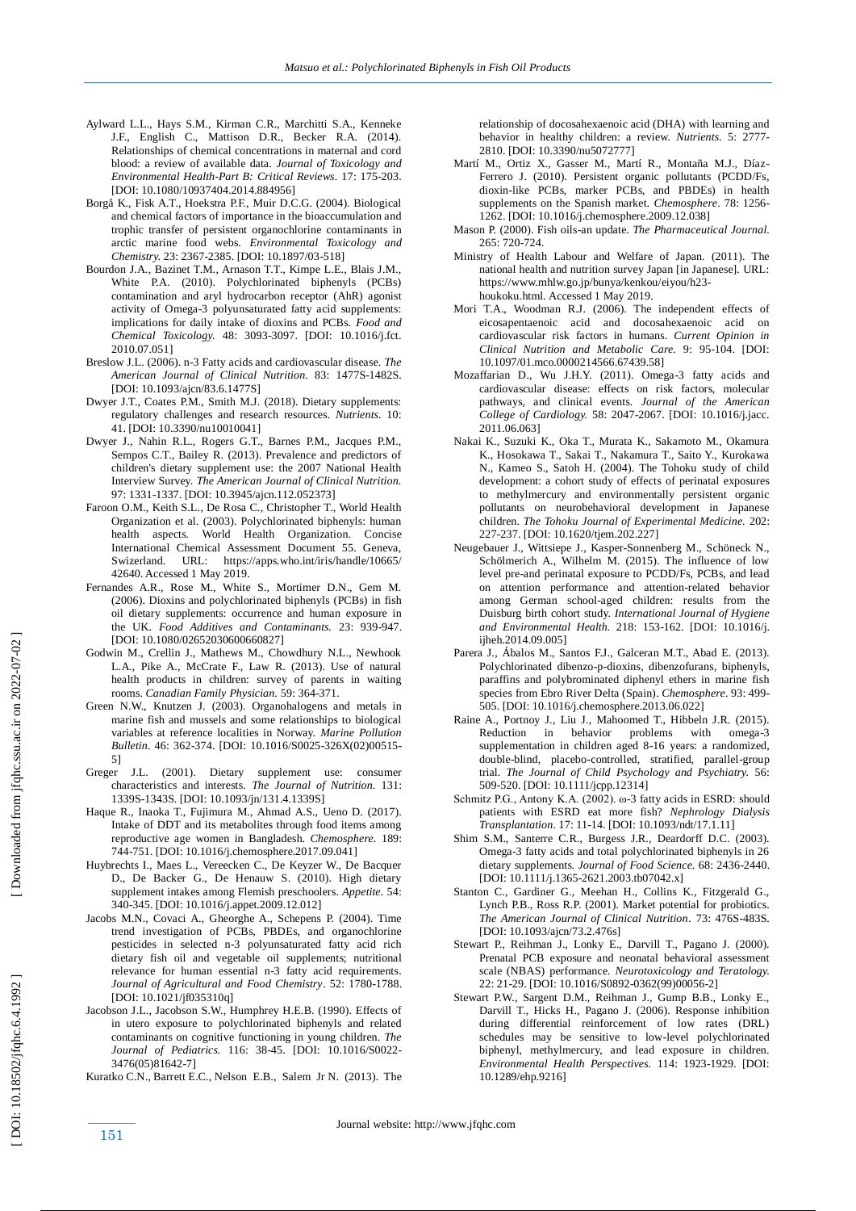Aylward L.L., Hays S.M., Kirman C.R., Marchitti S.A., Kenneke J.F., English C., Mattison D.R., Becker R.A. (2014). Relationships of chemical concentrations in maternal and cord blood: a review of available data. *Journal of Toxicology and Environmental Health-Part B: Critical Reviews*. 17: 175-203. [DOI: 10.1080/10937404.2014.884956]

Borgå K., Fisk A.T., Hoekstra P.F., Muir D.C.G. (2004). Biological and chemical factors of importance in the bioaccumulation and trophic transfer of persistent organochlorine contaminants in arctic marine food webs. *Environmental Toxicology and Chemistry*. 23: 2367-2385. [DOI: 10.1897/03-518]

Bourdon J.A., Bazinet T.M., Arnason T.T., Kimpe L.E., Blais J.M., White P.A. (2010). Polychlorinated biphenyls (PCBs) contamination and aryl hydrocarbon receptor (AhR) agonist activity of Omega-3 polyunsaturated fatty acid supplements: implications for daily intake of dioxins and PCBs. *Food and Chemical Toxicology*. 48: 3093-3097. [DOI: 10.1016/j.fct. 2010.07.051]

Breslow J.L. (2006). n-3 Fatty acids and cardiovascular disease. *The American Journal of Clinical Nutrition*. 83: 1477S-1482S. [DOI: 10.1093/ajcn/83.6.1477S]

Dwyer J.T., Coates P.M., Smith M.J. (2018). Dietary supplements: regulatory challenges and research resources. *Nutrients*. 10: 41. [DOI: 10.3390/nu10010041]

Dwyer J., Nahin R.L., Rogers G.T., Barnes P.M., Jacques P.M., Sempos C.T., Bailey R. (2013). Prevalence and predictors of children's dietary supplement use: the 2007 National Health Interview Survey. *The American Journal of Clinical Nutrition*. 97: 1331-1337. [DOI: 10.3945/ajcn.112.052373]

Faroon O.M., Keith S.L., De Rosa C., Christopher T., World Health Organization et al. (2003). Polychlorinated biphenyls: human health aspects. World Health Organization. Concise International Chemical Assessment Document 55. Geneva, Swizerland. URL: https://apps.who.int/iris/handle/10665/ 42640. Accessed 1 May 2019.

Fernandes A.R., Rose M., White S., Mortimer D.N., Gem M. (2006). Dioxins and polychlorinated biphenyls (PCBs) in fish oil dietary supplements: occurrence and human exposure in the UK. *Food Additives and Contaminants*. 23: 939-947. [DOI: 10.1080/02652030600660827]

Godwin M., Crellin J., Mathews M., Chowdhury N.L., Newhook L.A., Pike A., McCrate F., Law R. (2013). Use of natural health products in children: survey of parents in waiting rooms. *Canadian Family Physician*. 59: 364-371.

Green N.W., Knutzen J. (2003). Organohalogens and metals in marine fish and mussels and some relationships to biological variables at reference localities in Norway. *Marine Pollution Bulletin*. 46: 362-374. [DOI: 10.1016/S0025-326X(02)00515-5]

Greger J.L. (2001). Dietary supplement use: consumer characteristics and interests. *The Journal of Nutrition*. 131: 1339S-1343S. [DOI: 10.1093/jn/131.4.1339S]

Haque R., Inaoka T., Fujimura M., Ahmad A.S., Ueno D. (2017). Intake of DDT and its metabolites through food items among reproductive age women in Bangladesh. *Chemosphere*. 189: 744-751. [DOI: 10.1016/j.chemosphere.2017.09.041]

Huybrechts I., Maes L., Vereecken C., De Keyzer W., De Bacquer D., De Backer G., De Henauw S. (2010). High dietary supplement intakes among Flemish preschoolers. *Appetite*. 54: 340-345. [DOI: 10.1016/j.appet.2009.12.012]

Jacobs M.N., Covaci A., Gheorghe A., Schepens P. (2004). Time trend investigation of PCBs, PBDEs, and organochlorine pesticides in selected n-3 polyunsaturated fatty acid rich dietary fish oil and vegetable oil supplements; nutritional relevance for human essential n-3 fatty acid requirements. *Journal of Agricultural and Food Chemistry*. 52: 1780-1788. [DOI: 10.1021/jf035310q]

Jacobson J.L., Jacobson S.W., Humphrey H.E.B. (1990). Effects of in utero exposure to polychlorinated biphenyls and related contaminants on cognitive functioning in young children. *The Journal of Pediatrics*. 116: 38-45. [DOI: 10.1016/S0022-3476(05)81642-7]

Kuratko C.N., Barrett E.C., Nelson E.B., Salem Jr N. (2013). The relationship of docosahexaenoic acid (DHA) with learning and behavior in healthy children: a review. *Nutrients*. 5: 2777-2810. [DOI: 10.3390/nu5072777]

Martí M., Ortiz X., Gasser M., Martí R., Montaña M.J., Díaz-Ferrero J. (2010). Persistent organic pollutants (PCDD/Fs, dioxin-like PCBs, marker PCBs, and PBDEs) in health supplements on the Spanish market. *Chemosphere*. 78: 1256-1262. [DOI: 10.1016/j.chemosphere.2009.12.038]

Mason P. (2000). Fish oils-an update. *The Pharmaceutical Journal*. 265: 720-724.

Ministry of Health Labour and Welfare of Japan. (2011). The national health and nutrition survey Japan [in Japanese]. URL: https://www.mhlw.go.jp/bunya/kenkou/eiyou/h23-houkoku.html. Accessed 1 May 2019.

Mori T.A., Woodman R.J. (2006). The independent effects of eicosapentaenoic acid and docosahexaenoic acid on cardiovascular risk factors in humans. *Current Opinion in Clinical Nutrition and Metabolic Care*. 9: 95-104. [DOI: 10.1097/01.mco.0000214566.67439.58]

Mozaffarian D., Wu J.H.Y. (2011). Omega-3 fatty acids and cardiovascular disease: effects on risk factors, molecular pathways, and clinical events. *Journal of the American College of Cardiology*. 58: 2047-2067. [DOI: 10.1016/j.jacc. 2011.06.063]

Nakai K., Suzuki K., Oka T., Murata K., Sakamoto M., Okamura K., Hosokawa T., Sakai T., Nakamura T., Saito Y., Kurokawa N., Kameo S., Satoh H. (2004). The Tohoku study of child development: a cohort study of effects of perinatal exposures to methylmercury and environmentally persistent organic pollutants on neurobehavioral development in Japanese children. *The Tohoku Journal of Experimental Medicine*. 202: 227-237. [DOI: 10.1620/tjem.202.227]

Neugebauer J., Wittsiepe J., Kasper-Sonnenberg M., Schöneck N., Schölmerich A., Wilhelm M. (2015). The influence of low level pre-and perinatal exposure to PCDD/Fs, PCBs, and lead on attention performance and attention-related behavior among German school-aged children: results from the Duisburg birth cohort study. *International Journal of Hygiene and Environmental Health*. 218: 153-162. [DOI: 10.1016/j. ijheh.2014.09.005]

Parera J., Ábalos M., Santos F.J., Galceran M.T., Abad E. (2013). Polychlorinated dibenzo-p-dioxins, dibenzofurans, biphenyls, paraffins and polybrominated diphenyl ethers in marine fish species from Ebro River Delta (Spain). *Chemosphere*. 93: 499-505. [DOI: 10.1016/j.chemosphere.2013.06.022]

Raine A., Portnoy J., Liu J., Mahoomed T., Hibbeln J.R. (2015). Reduction in behavior problems with omega-3 supplementation in children aged 8-16 years: a randomized, double-blind, placebo-controlled, stratified, parallel-group trial. *The Journal of Child Psychology and Psychiatry*. 56: 509-520. [DOI: 10.1111/jcpp.12314]

Schmitz P.G., Antony K.A. (2002). ω-3 fatty acids in ESRD: should patients with ESRD eat more fish? *Nephrology Dialysis Transplantation*. 17: 11-14. [DOI: 10.1093/ndt/17.1.11]

Shim S.M., Santerre C.R., Burgess J.R., Deardorff D.C. (2003). Omega-3 fatty acids and total polychlorinated biphenyls in 26 dietary supplements. *Journal of Food Science*. 68: 2436-2440. [DOI: 10.1111/j.1365-2621.2003.tb07042.x]

Stanton C., Gardiner G., Meehan H., Collins K., Fitzgerald G., Lynch P.B., Ross R.P. (2001). Market potential for probiotics. *The American Journal of Clinical Nutrition*. 73: 476S-483S. [DOI: 10.1093/ajcn/73.2.476s]

Stewart P., Reihman J., Lonky E., Darvill T., Pagano J. (2000). Prenatal PCB exposure and neonatal behavioral assessment scale (NBAS) performance. *Neurotoxicology and Teratology*. 22: 21-29. [DOI: 10.1016/S0892-0362(99)00056-2]

Stewart P.W., Sargent D.M., Reihman J., Gump B.B., Lonky E., Darvill T., Hicks H., Pagano J. (2006). Response inhibition during differential reinforcement of low rates (DRL) schedules may be sensitive to low-level polychlorinated biphenyl, methylmercury, and lead exposure in children. *Environmental Health Perspectives*. 114: 1923-1929. [DOI: 10.1289/ehp.9216]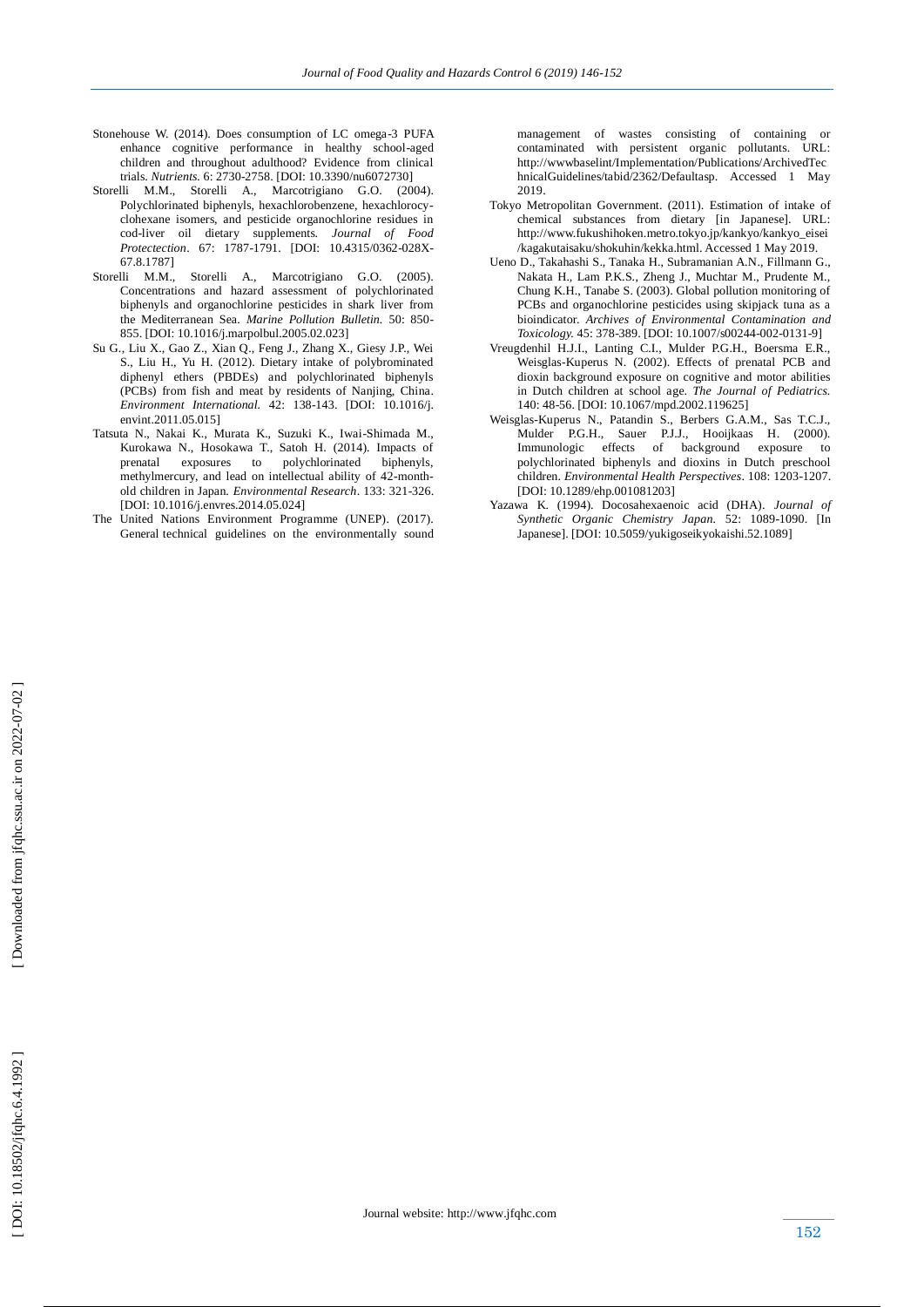Stonehouse W. (2014). Does consumption of LC omega-3 PUFA enhance cognitive performance in healthy school-aged children and throughout adulthood? Evidence from clinical trials. *Nutrients.* 6: 2730-2758. [DOI: 10.3390/nu6072730]

Storelli M.M., Storelli A., Marcotrigiano G.O. (2004). Polychlorinated biphenyls, hexachlorobenzene, hexachlorocyclohexane isomers, and pesticide organochlorine residues in cod-liver oil dietary supplements. *Journal of Food Protectection*. 67: 1787-1791. [DOI: 10.4315/0362-028X-67.8.1787]

Storelli M.M., Storelli A., Marcotrigiano G.O. (2005). Concentrations and hazard assessment of polychlorinated biphenyls and organochlorine pesticides in shark liver from the Mediterranean Sea. *Marine Pollution Bulletin.* 50: 850-855. [DOI: 10.1016/j.marpolbul.2005.02.023]

Su G., Liu X., Gao Z., Xian Q., Feng J., Zhang X., Giesy J.P., Wei S., Liu H., Yu H. (2012). Dietary intake of polybrominated diphenyl ethers (PBDEs) and polychlorinated biphenyls (PCBs) from fish and meat by residents of Nanjing, China. *Environment International.* 42: 138-143. [DOI: 10.1016/j.envint.2011.05.015]

Tatsuta N., Nakai K., Murata K., Suzuki K., Iwai-Shimada M., Kurokawa N., Hosokawa T., Satoh H. (2014). Impacts of prenatal exposures to polychlorinated biphenyls, methylmercury, and lead on intellectual ability of 42-month-old children in Japan. *Environmental Research*. 133: 321-326. [DOI: 10.1016/j.envres.2014.05.024]

The United Nations Environment Programme (UNEP). (2017). General technical guidelines on the environmentally sound management of wastes consisting of containing or contaminated with persistent organic pollutants. URL: http://wwwbaselint/Implementation/Publications/ArchivedTechnicalGuidelines/tabid/2362/Defaultasp. Accessed 1 May 2019.

Tokyo Metropolitan Government. (2011). Estimation of intake of chemical substances from dietary [in Japanese]. URL: http://www.fukushihoken.metro.tokyo.jp/kankyo/kankyo_eisei/kagakutaisaku/shokuhin/kekka.html. Accessed 1 May 2019.

Ueno D., Takahashi S., Tanaka H., Subramanian A.N., Fillmann G., Nakata H., Lam P.K.S., Zheng J., Muchtar M., Prudente M., Chung K.H., Tanabe S. (2003). Global pollution monitoring of PCBs and organochlorine pesticides using skipjack tuna as a bioindicator. *Archives of Environmental Contamination and Toxicology.* 45: 378-389. [DOI: 10.1007/s00244-002-0131-9]

Vreugdenhil H.J.I., Lanting C.I., Mulder P.G.H., Boersma E.R., Weisglas-Kuperus N. (2002). Effects of prenatal PCB and dioxin background exposure on cognitive and motor abilities in Dutch children at school age. *The Journal of Pediatrics.* 140: 48-56. [DOI: 10.1067/mpd.2002.119625]

Weisglas-Kuperus N., Patandin S., Berbers G.A.M., Sas T.C.J., Mulder P.G.H., Sauer P.J.J., Hooijkaas H. (2000). Immunologic effects of background exposure to polychlorinated biphenyls and dioxins in Dutch preschool children. *Environmental Health Perspectives*. 108: 1203-1207. [DOI: 10.1289/ehp.001081203]

Yazawa K. (1994). Docosahexaenoic acid (DHA). *Journal of Synthetic Organic Chemistry Japan.* 52: 1089-1090. [In Japanese]. [DOI: 10.5059/yukigoseikyokaishi.52.1089]